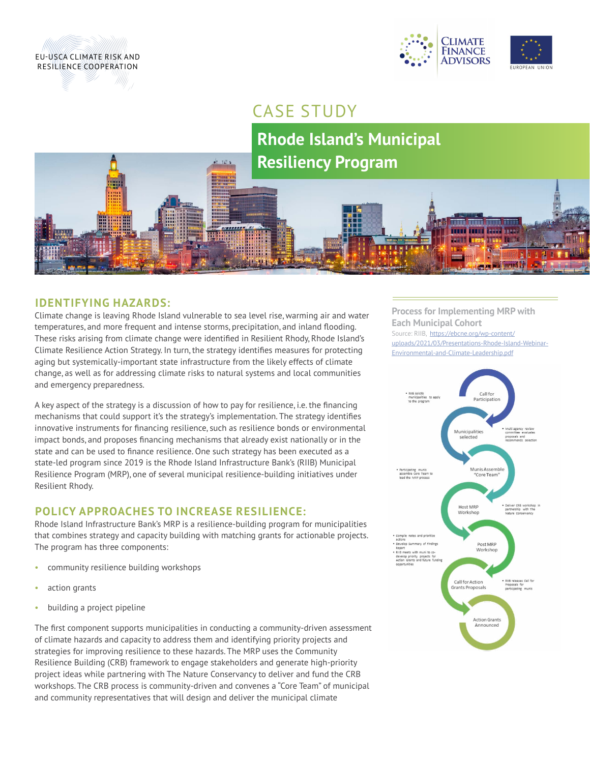EU-USCA CLIMATE RISK AND RESILIENCE COOPERATION

CLIMATE FINANCE ADVISORS

EUROPEAN UNION

# CASE STUDY

# Rhode Island's Municipal Resiliency Program

## IDENTIFYING HAZARDS:

Climate change is leaving Rhode Island vulnerable to sea level rise, warming air and water temperatures, and more frequent and intense storms, precipitation, and inland flooding. These risks arising from climate change were identified in Resilient Rhody, Rhode Island's Climate Resilience Action Strategy. In turn, the strategy identifies measures for protecting aging but systemically-important state infrastructure from the likely effects of climate change, as well as for addressing climate risks to natural systems and local communities and emergency preparedness.

A key aspect of the strategy is a discussion of how to pay for resilience, i.e. the financing mechanisms that could support it's the strategy's implementation. The strategy identifies innovative instruments for financing resilience, such as resilience bonds or environmental impact bonds, and proposes financing mechanisms that already exist nationally or in the state and can be used to finance resilience. One such strategy has been executed as a state-led program since 2019 is the Rhode Island Infrastructure Bank's (RIIB) Municipal Resilience Program (MRP), one of several municipal resilience-building initiatives under Resilient Rhody.

## POLICY APPROACHES TO INCREASE RESILIENCE:

Rhode Island Infrastructure Bank's MRP is a resilience-building program for municipalities that combines strategy and capacity building with matching grants for actionable projects. The program has three components:

- community resilience building workshops
- action grants
- building a project pipeline

The first component supports municipalities in conducting a community-driven assessment of climate hazards and capacity to address them and identifying priority projects and strategies for improving resilience to these hazards. The MRP uses the Community Resilience Building (CRB) framework to engage stakeholders and generate high-priority project ideas while partnering with The Nature Conservancy to deliver and fund the CRB workshops. The CRB process is community-driven and convenes a "Core Team" of municipal and community representatives that will design and deliver the municipal climate

**Process for Implementing MRP with Each Municipal Cohort**

Source: RIIB, https://ebcne.org/wp-content/uploads/2021/03/Presentations-Rhode-Island-Webinar-Environmental-and-Climate-Leadership.pdf

Call for Participation
- RIIB solicits municipalities to apply to the program

Municipalities selected
- Multi-agency review committee evaluates proposals and recommends selection

Munis Assemble "Core Team"
- Participating munis assemble Core Team to lead the MRP process

Host MRP Workshop
- Deliver CRB workshop in partnership with The Nature Conservancy

Post MRP Workshop
- Compile notes and prioritize actions
- Develop Summary of Findings Report
- RIIB meets with muni to co-develop priority projects for Action Grants and future funding opportunities

Call for Action Grants Proposals
- RIIB releases Call for Proposals for participating munis

Action Grants Announced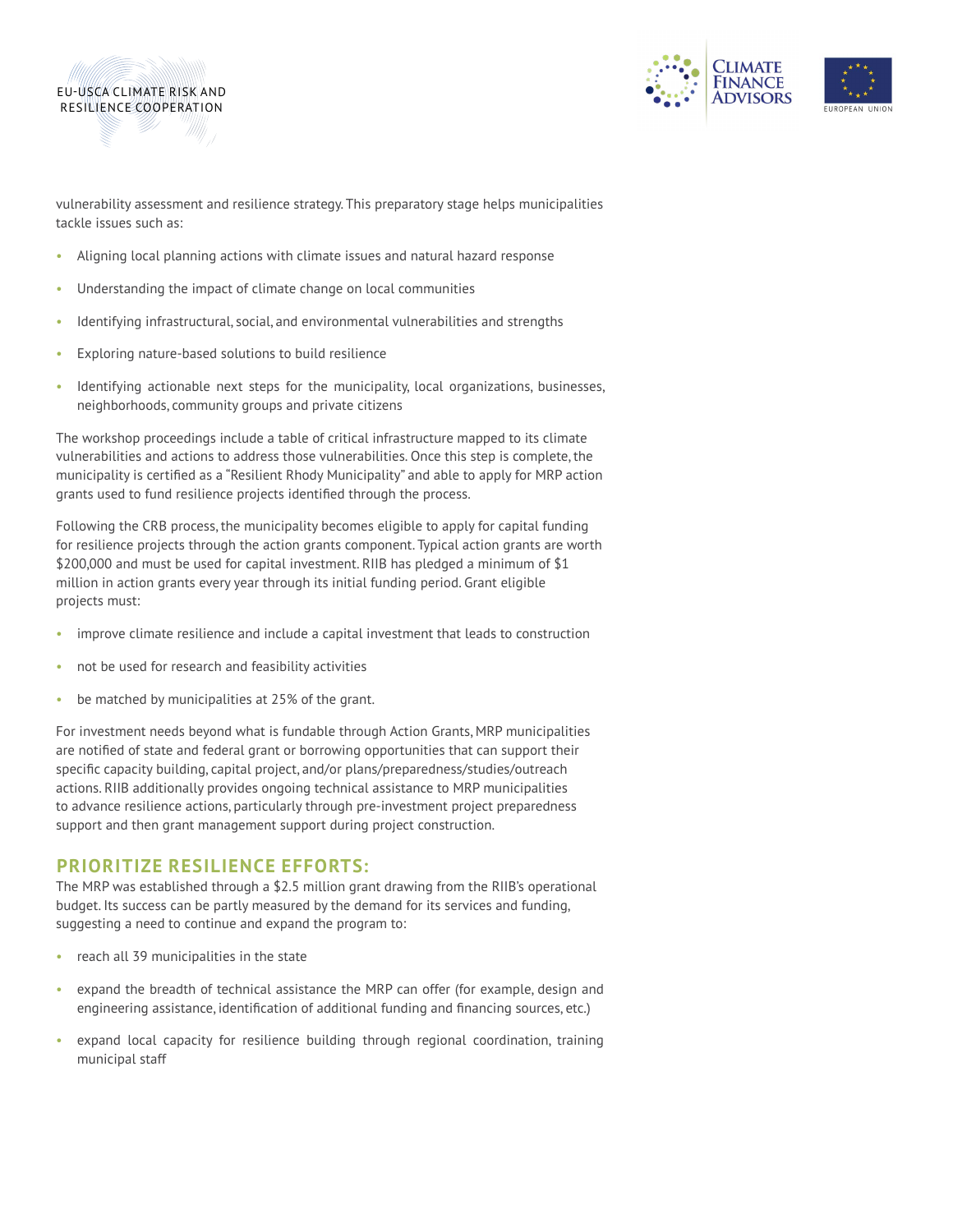vulnerability assessment and resilience strategy. This preparatory stage helps municipalities tackle issues such as:

- Aligning local planning actions with climate issues and natural hazard response
- Understanding the impact of climate change on local communities
- Identifying infrastructural, social, and environmental vulnerabilities and strengths
- Exploring nature-based solutions to build resilience
- Identifying actionable next steps for the municipality, local organizations, businesses, neighborhoods, community groups and private citizens

The workshop proceedings include a table of critical infrastructure mapped to its climate vulnerabilities and actions to address those vulnerabilities. Once this step is complete, the municipality is certified as a "Resilient Rhody Municipality" and able to apply for MRP action grants used to fund resilience projects identified through the process.

Following the CRB process, the municipality becomes eligible to apply for capital funding for resilience projects through the action grants component. Typical action grants are worth $200,000 and must be used for capital investment. RIIB has pledged a minimum of $1 million in action grants every year through its initial funding period. Grant eligible projects must:

- improve climate resilience and include a capital investment that leads to construction
- not be used for research and feasibility activities
- be matched by municipalities at 25% of the grant.

For investment needs beyond what is fundable through Action Grants, MRP municipalities are notified of state and federal grant or borrowing opportunities that can support their specific capacity building, capital project, and/or plans/preparedness/studies/outreach actions. RIIB additionally provides ongoing technical assistance to MRP municipalities to advance resilience actions, particularly through pre-investment project preparedness support and then grant management support during project construction.

## PRIORITIZE RESILIENCE EFFORTS:

The MRP was established through a $2.5 million grant drawing from the RIIB's operational budget. Its success can be partly measured by the demand for its services and funding, suggesting a need to continue and expand the program to:

- reach all 39 municipalities in the state
- expand the breadth of technical assistance the MRP can offer (for example, design and engineering assistance, identification of additional funding and financing sources, etc.)
- expand local capacity for resilience building through regional coordination, training municipal staff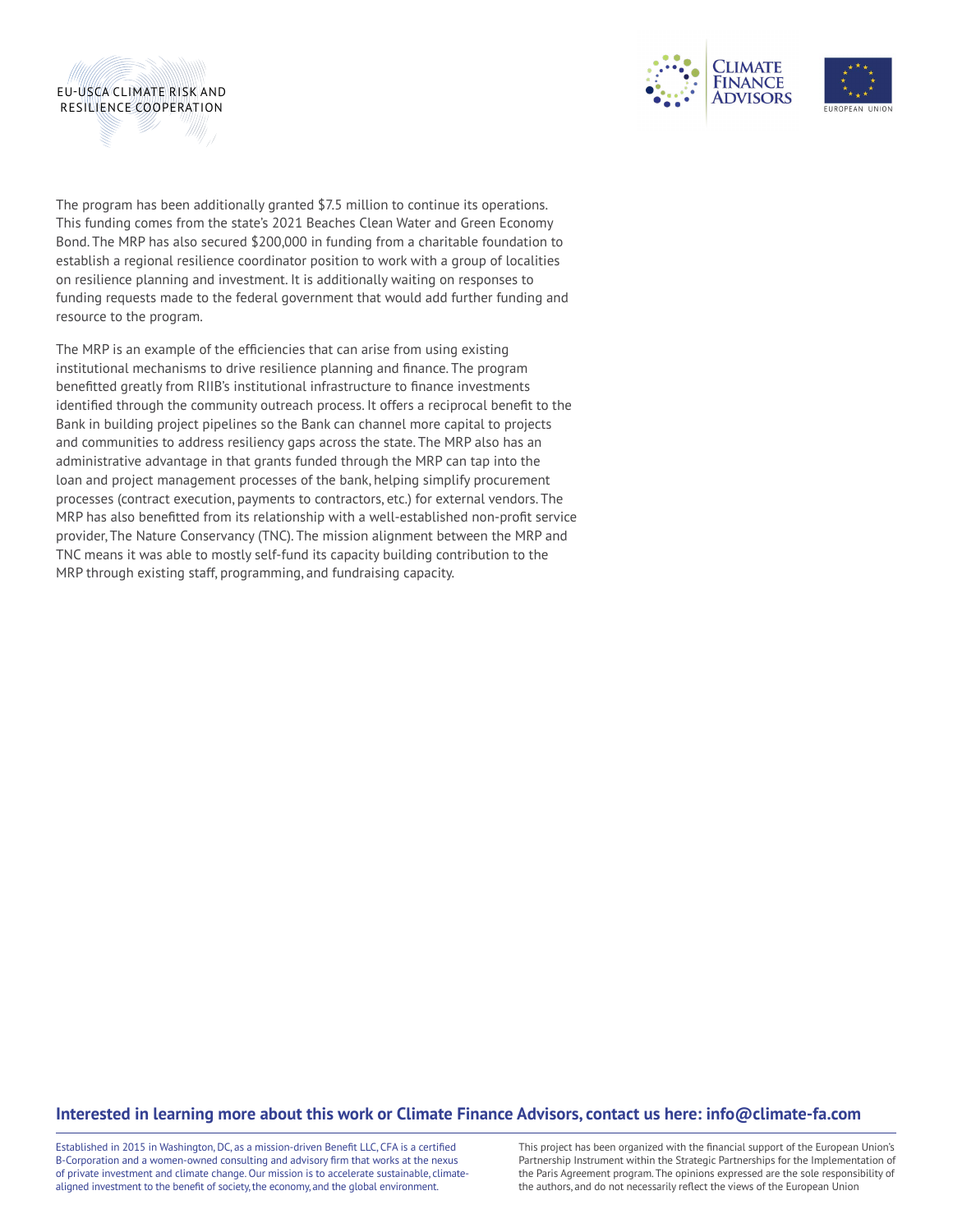The program has been additionally granted $7.5 million to continue its operations. This funding comes from the state's 2021 Beaches Clean Water and Green Economy Bond. The MRP has also secured $200,000 in funding from a charitable foundation to establish a regional resilience coordinator position to work with a group of localities on resilience planning and investment. It is additionally waiting on responses to funding requests made to the federal government that would add further funding and resource to the program.

The MRP is an example of the efficiencies that can arise from using existing institutional mechanisms to drive resilience planning and finance. The program benefitted greatly from RIIB's institutional infrastructure to finance investments identified through the community outreach process. It offers a reciprocal benefit to the Bank in building project pipelines so the Bank can channel more capital to projects and communities to address resiliency gaps across the state. The MRP also has an administrative advantage in that grants funded through the MRP can tap into the loan and project management processes of the bank, helping simplify procurement processes (contract execution, payments to contractors, etc.) for external vendors. The MRP has also benefitted from its relationship with a well-established non-profit service provider, The Nature Conservancy (TNC). The mission alignment between the MRP and TNC means it was able to mostly self-fund its capacity building contribution to the MRP through existing staff, programming, and fundraising capacity.

**Interested in learning more about this work or Climate Finance Advisors, contact us here: info@climate-fa.com**

Established in 2015 in Washington, DC, as a mission-driven Benefit LLC, CFA is a certified B-Corporation and a women-owned consulting and advisory firm that works at the nexus of private investment and climate change. Our mission is to accelerate sustainable, climate-aligned investment to the benefit of society, the economy, and the global environment.

This project has been organized with the financial support of the European Union's Partnership Instrument within the Strategic Partnerships for the Implementation of the Paris Agreement program. The opinions expressed are the sole responsibility of the authors, and do not necessarily reflect the views of the European Union